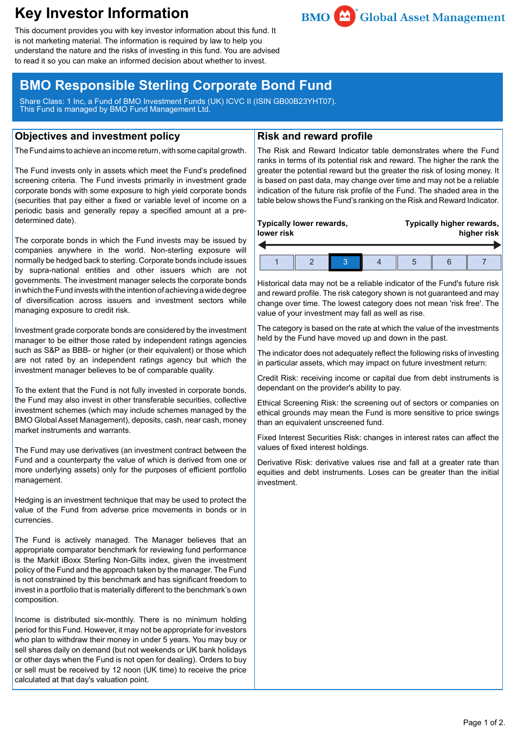# Key Investor Information

This document provides you with key investor information about this fund. It is not marketing material. The information is required by law to help you understand the nature and the risks of investing in this fund. You are advised to read it so you can make an informed decision about whether to invest.

## BMO Responsible Sterling Corporate Bond Fund

Share Class: 1 Inc, a Fund of BMO Investment Funds (UK) ICVC II (ISIN GB00B23YHT07).
This Fund is managed by BMO Fund Management Ltd.

### Objectives and investment policy

The Fund aims to achieve an income return, with some capital growth.

The Fund invests only in assets which meet the Fund's predefined screening criteria. The Fund invests primarily in investment grade corporate bonds with some exposure to high yield corporate bonds (securities that pay either a fixed or variable level of income on a periodic basis and generally repay a specified amount at a pre-determined date).

The corporate bonds in which the Fund invests may be issued by companies anywhere in the world. Non-sterling exposure will normally be hedged back to sterling. Corporate bonds include issues by supra-national entities and other issuers which are not governments. The investment manager selects the corporate bonds in which the Fund invests with the intention of achieving a wide degree of diversification across issuers and investment sectors while managing exposure to credit risk.

Investment grade corporate bonds are considered by the investment manager to be either those rated by independent ratings agencies such as S&P as BBB- or higher (or their equivalent) or those which are not rated by an independent ratings agency but which the investment manager believes to be of comparable quality.

To the extent that the Fund is not fully invested in corporate bonds, the Fund may also invest in other transferable securities, collective investment schemes (which may include schemes managed by the BMO Global Asset Management), deposits, cash, near cash, money market instruments and warrants.

The Fund may use derivatives (an investment contract between the Fund and a counterparty the value of which is derived from one or more underlying assets) only for the purposes of efficient portfolio management.

Hedging is an investment technique that may be used to protect the value of the Fund from adverse price movements in bonds or in currencies.

The Fund is actively managed. The Manager believes that an appropriate comparator benchmark for reviewing fund performance is the Markit iBoxx Sterling Non-Gilts index, given the investment policy of the Fund and the approach taken by the manager. The Fund is not constrained by this benchmark and has significant freedom to invest in a portfolio that is materially different to the benchmark's own composition.

Income is distributed six-monthly. There is no minimum holding period for this Fund. However, it may not be appropriate for investors who plan to withdraw their money in under 5 years. You may buy or sell shares daily on demand (but not weekends or UK bank holidays or other days when the Fund is not open for dealing). Orders to buy or sell must be received by 12 noon (UK time) to receive the price calculated at that day's valuation point.

### Risk and reward profile

The Risk and Reward Indicator table demonstrates where the Fund ranks in terms of its potential risk and reward. The higher the rank the greater the potential reward but the greater the risk of losing money. It is based on past data, may change over time and may not be a reliable indication of the future risk profile of the Fund. The shaded area in the table below shows the Fund's ranking on the Risk and Reward Indicator.

**Typically lower rewards, lower risk** ← → **Typically higher rewards, higher risk**

| 1 | 2 | **3** | 4 | 5 | 6 | 7 |
|---|---|---|---|---|---|---|

Historical data may not be a reliable indicator of the Fund's future risk and reward profile. The risk category shown is not guaranteed and may change over time. The lowest category does not mean 'risk free'. The value of your investment may fall as well as rise.

The category is based on the rate at which the value of the investments held by the Fund have moved up and down in the past.

The indicator does not adequately reflect the following risks of investing in particular assets, which may impact on future investment return:

Credit Risk: receiving income or capital due from debt instruments is dependant on the provider's ability to pay.

Ethical Screening Risk: the screening out of sectors or companies on ethical grounds may mean the Fund is more sensitive to price swings than an equivalent unscreened fund.

Fixed Interest Securities Risk: changes in interest rates can affect the values of fixed interest holdings.

Derivative Risk: derivative values rise and fall at a greater rate than equities and debt instruments. Loses can be greater than the initial investment.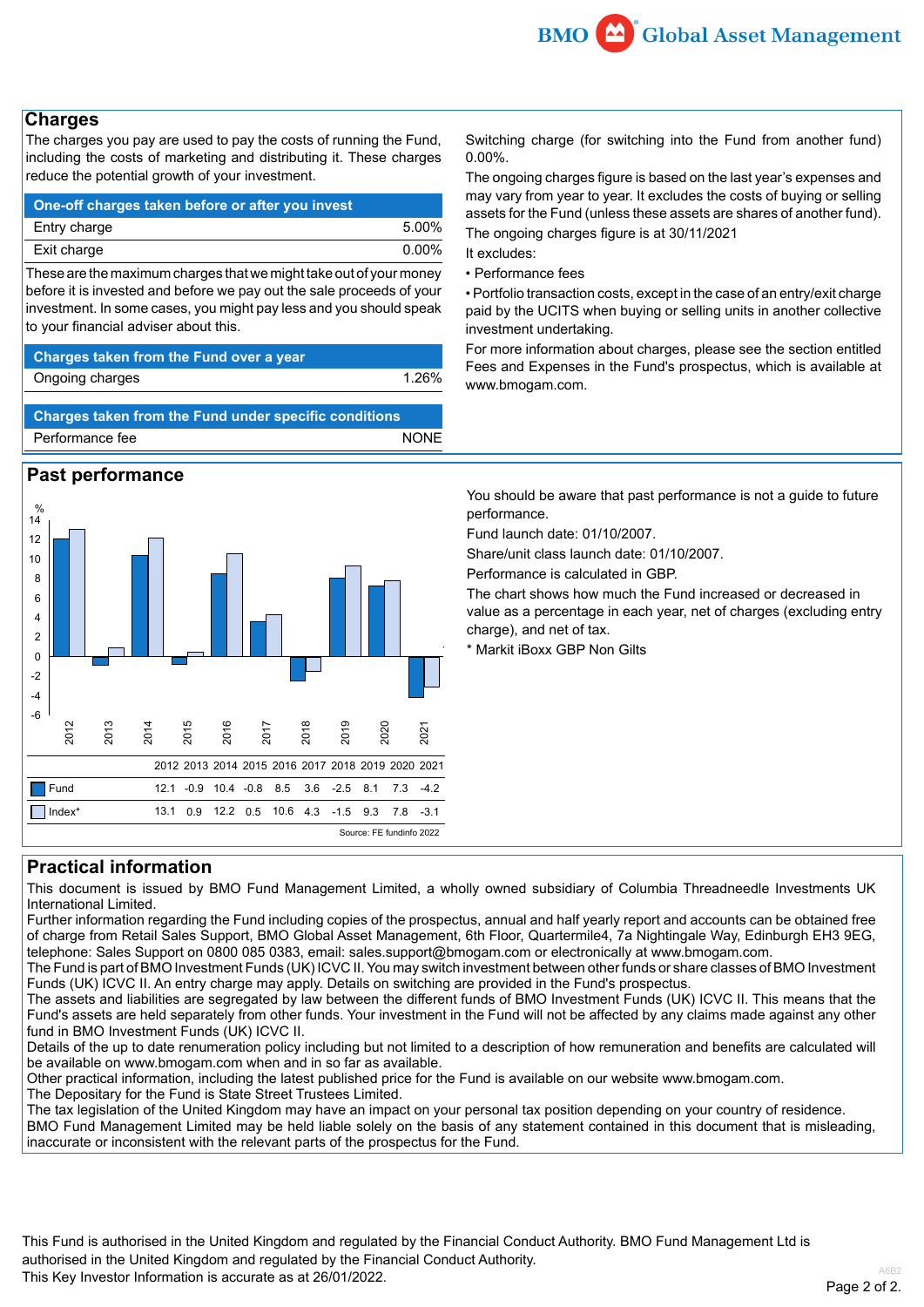## Charges

The charges you pay are used to pay the costs of running the Fund, including the costs of marketing and distributing it. These charges reduce the potential growth of your investment.

| One-off charges taken before or after you invest | |
|---|---|
| Entry charge | 5.00% |
| Exit charge | 0.00% |

These are the maximum charges that we might take out of your money before it is invested and before we pay out the sale proceeds of your investment. In some cases, you might pay less and you should speak to your financial adviser about this.

| Charges taken from the Fund over a year | |
|---|---|
| Ongoing charges | 1.26% |

| Charges taken from the Fund under specific conditions | |
|---|---|
| Performance fee | NONE |

Switching charge (for switching into the Fund from another fund) 0.00%.

The ongoing charges figure is based on the last year's expenses and may vary from year to year. It excludes the costs of buying or selling assets for the Fund (unless these assets are shares of another fund).

The ongoing charges figure is at 30/11/2021

It excludes:

- Performance fees
- Portfolio transaction costs, except in the case of an entry/exit charge paid by the UCITS when buying or selling units in another collective investment undertaking.

For more information about charges, please see the section entitled Fees and Expenses in the Fund's prospectus, which is available at www.bmogam.com.

## Past performance

%
14
12
10
8
6
4
2
0
-2
-4
-6
2012 2013 2014 2015 2016 2017 2018 2019 2020 2021

| | 2012 | 2013 | 2014 | 2015 | 2016 | 2017 | 2018 | 2019 | 2020 | 2021 |
|---|---|---|---|---|---|---|---|---|---|---|
| Fund | 12.1 | -0.9 | 10.4 | -0.8 | 8.5 | 3.6 | -2.5 | 8.1 | 7.3 | -4.2 |
| Index* | 13.1 | 0.9 | 12.2 | 0.5 | 10.6 | 4.3 | -1.5 | 9.3 | 7.8 | -3.1 |

Source: FE fundinfo 2022

You should be aware that past performance is not a guide to future performance.

Fund launch date: 01/10/2007.

Share/unit class launch date: 01/10/2007.

Performance is calculated in GBP.

The chart shows how much the Fund increased or decreased in value as a percentage in each year, net of charges (excluding entry charge), and net of tax.

* Markit iBoxx GBP Non Gilts

## Practical information

This document is issued by BMO Fund Management Limited, a wholly owned subsidiary of Columbia Threadneedle Investments UK International Limited.

Further information regarding the Fund including copies of the prospectus, annual and half yearly report and accounts can be obtained free of charge from Retail Sales Support, BMO Global Asset Management, 6th Floor, Quartermile4, 7a Nightingale Way, Edinburgh EH3 9EG, telephone: Sales Support on 0800 085 0383, email: sales.support@bmogam.com or electronically at www.bmogam.com.

The Fund is part of BMO Investment Funds (UK) ICVC II. You may switch investment between other funds or share classes of BMO Investment Funds (UK) ICVC II. An entry charge may apply. Details on switching are provided in the Fund's prospectus.

The assets and liabilities are segregated by law between the different funds of BMO Investment Funds (UK) ICVC II. This means that the Fund's assets are held separately from other funds. Your investment in the Fund will not be affected by any claims made against any other fund in BMO Investment Funds (UK) ICVC II.

Details of the up to date renumeration policy including but not limited to a description of how remuneration and benefits are calculated will be available on www.bmogam.com when and in so far as available.

Other practical information, including the latest published price for the Fund is available on our website www.bmogam.com.

The Depositary for the Fund is State Street Trustees Limited.

The tax legislation of the United Kingdom may have an impact on your personal tax position depending on your country of residence.

BMO Fund Management Limited may be held liable solely on the basis of any statement contained in this document that is misleading, inaccurate or inconsistent with the relevant parts of the prospectus for the Fund.

This Fund is authorised in the United Kingdom and regulated by the Financial Conduct Authority. BMO Fund Management Ltd is authorised in the United Kingdom and regulated by the Financial Conduct Authority.

This Key Investor Information is accurate as at 26/01/2022.